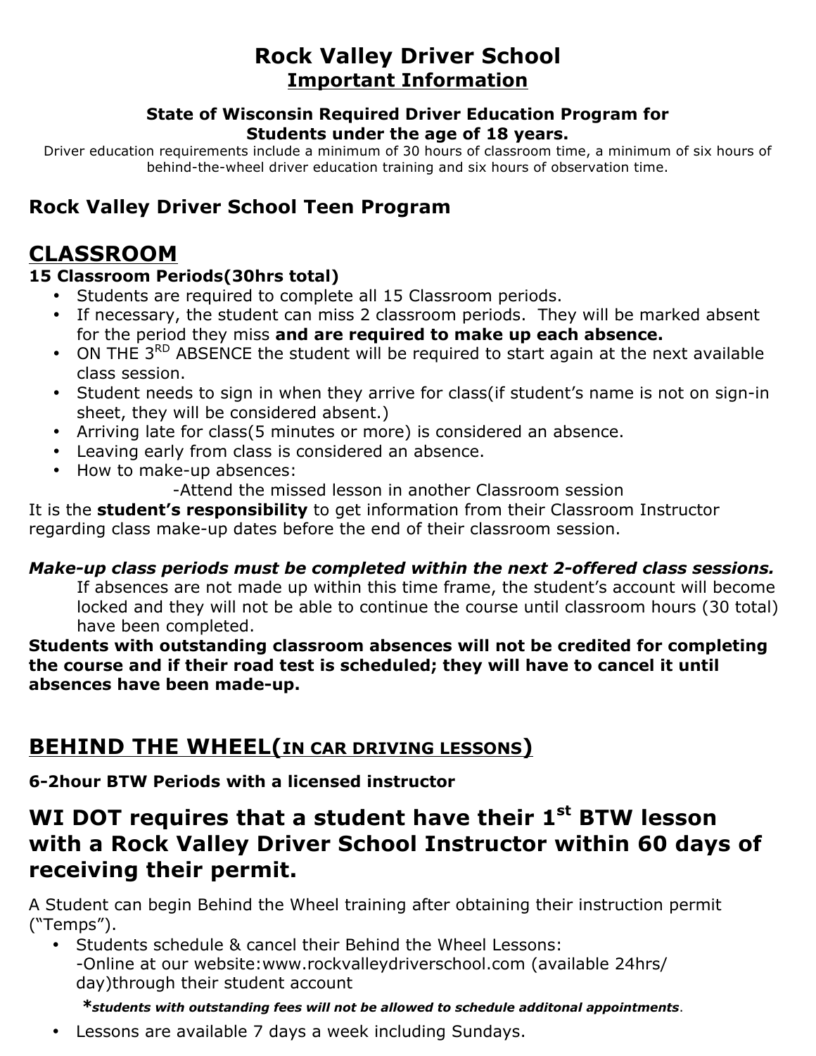# Rock Valley Driver School

## Important Information

**State of Wisconsin Required Driver Education Program for Students under the age of 18 years.**

Driver education requirements include a minimum of 30 hours of classroom time, a minimum of six hours of behind-the-wheel driver education training and six hours of observation time.

## Rock Valley Driver School Teen Program

## CLASSROOM

**15 Classroom Periods(30hrs total)**

- Students are required to complete all 15 Classroom periods.
- If necessary, the student can miss 2 classroom periods. They will be marked absent for the period they miss **and are required to make up each absence.**
- ON THE 3RD ABSENCE the student will be required to start again at the next available class session.
- Student needs to sign in when they arrive for class(if student's name is not on sign-in sheet, they will be considered absent.)
- Arriving late for class(5 minutes or more) is considered an absence.
- Leaving early from class is considered an absence.
- How to make-up absences:
  - -Attend the missed lesson in another Classroom session

It is the **student's responsibility** to get information from their Classroom Instructor regarding class make-up dates before the end of their classroom session.

***Make-up class periods must be completed within the next 2-offered class sessions.***

If absences are not made up within this time frame, the student's account will become locked and they will not be able to continue the course until classroom hours (30 total) have been completed.

**Students with outstanding classroom absences will not be credited for completing the course and if their road test is scheduled; they will have to cancel it until absences have been made-up.**

## BEHIND THE WHEEL(IN CAR DRIVING LESSONS)

**6-2hour BTW Periods with a licensed instructor**

## WI DOT requires that a student have their 1st BTW lesson with a Rock Valley Driver School Instructor within 60 days of receiving their permit.

A Student can begin Behind the Wheel training after obtaining their instruction permit ("Temps").

- Students schedule & cancel their Behind the Wheel Lessons:
  -Online at our website:www.rockvalleydriverschool.com (available 24hrs/day)through their student account

  ***students with outstanding fees will not be allowed to schedule additonal appointments*.**
- Lessons are available 7 days a week including Sundays.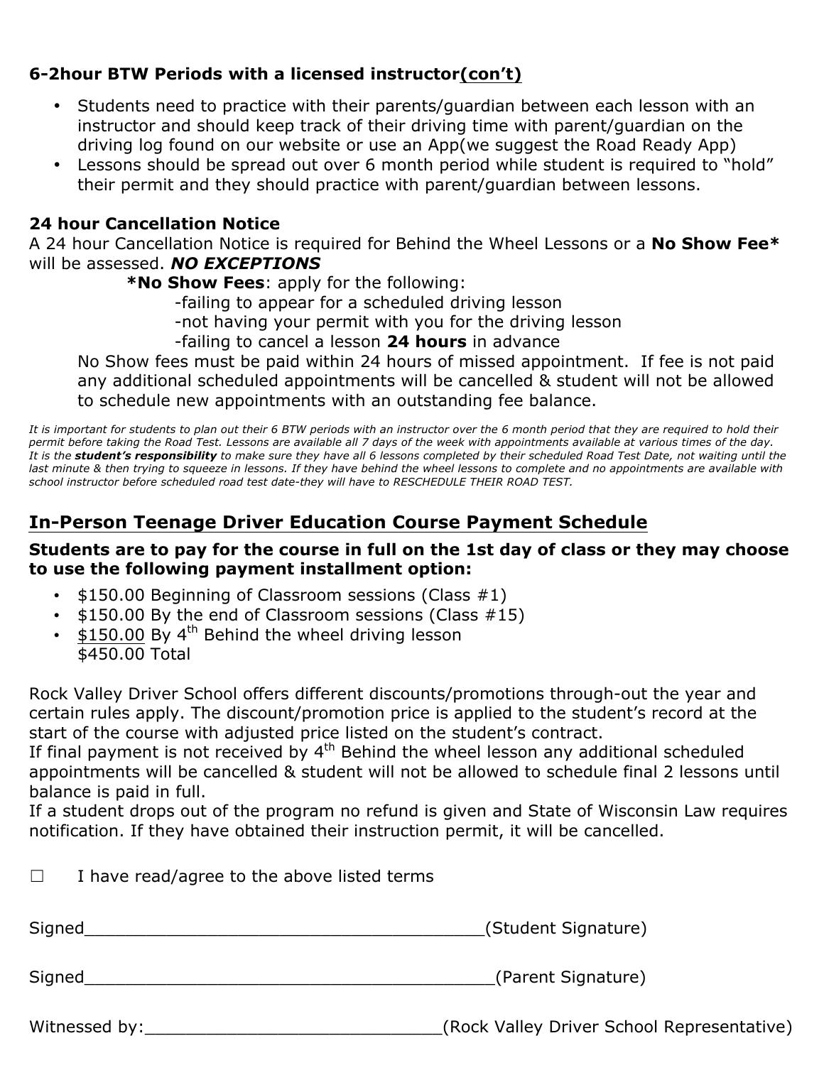**6-2hour BTW Periods with a licensed instructor(con't)**

- Students need to practice with their parents/guardian between each lesson with an instructor and should keep track of their driving time with parent/guardian on the driving log found on our website or use an App(we suggest the Road Ready App)
- Lessons should be spread out over 6 month period while student is required to "hold" their permit and they should practice with parent/guardian between lessons.

**24 hour Cancellation Notice**

A 24 hour Cancellation Notice is required for Behind the Wheel Lessons or a **No Show Fee*** will be assessed. ***NO EXCEPTIONS***

**\*No Show Fees**: apply for the following:

-failing to appear for a scheduled driving lesson

-not having your permit with you for the driving lesson

-failing to cancel a lesson **24 hours** in advance

No Show fees must be paid within 24 hours of missed appointment. If fee is not paid any additional scheduled appointments will be cancelled & student will not be allowed to schedule new appointments with an outstanding fee balance.

*It is important for students to plan out their 6 BTW periods with an instructor over the 6 month period that they are required to hold their permit before taking the Road Test. Lessons are available all 7 days of the week with appointments available at various times of the day. It is the **student's responsibility** to make sure they have all 6 lessons completed by their scheduled Road Test Date, not waiting until the last minute & then trying to squeeze in lessons. If they have behind the wheel lessons to complete and no appointments are available with school instructor before scheduled road test date-they will have to RESCHEDULE THEIR ROAD TEST.*

## In-Person Teenage Driver Education Course Payment Schedule

**Students are to pay for the course in full on the 1st day of class or they may choose to use the following payment installment option:**

- \$150.00 Beginning of Classroom sessions (Class #1)
- \$150.00 By the end of Classroom sessions (Class #15)
- \$150.00 By 4th Behind the wheel driving lesson

  \$450.00 Total

Rock Valley Driver School offers different discounts/promotions through-out the year and certain rules apply. The discount/promotion price is applied to the student's record at the start of the course with adjusted price listed on the student's contract.

If final payment is not received by 4th Behind the wheel lesson any additional scheduled appointments will be cancelled & student will not be allowed to schedule final 2 lessons until balance is paid in full.

If a student drops out of the program no refund is given and State of Wisconsin Law requires notification. If they have obtained their instruction permit, it will be cancelled.

☐ I have read/agree to the above listed terms

Signed_______________________________________(Student Signature)

Signed_______________________________________(Parent Signature)

Witnessed by:_____________________________(Rock Valley Driver School Representative)